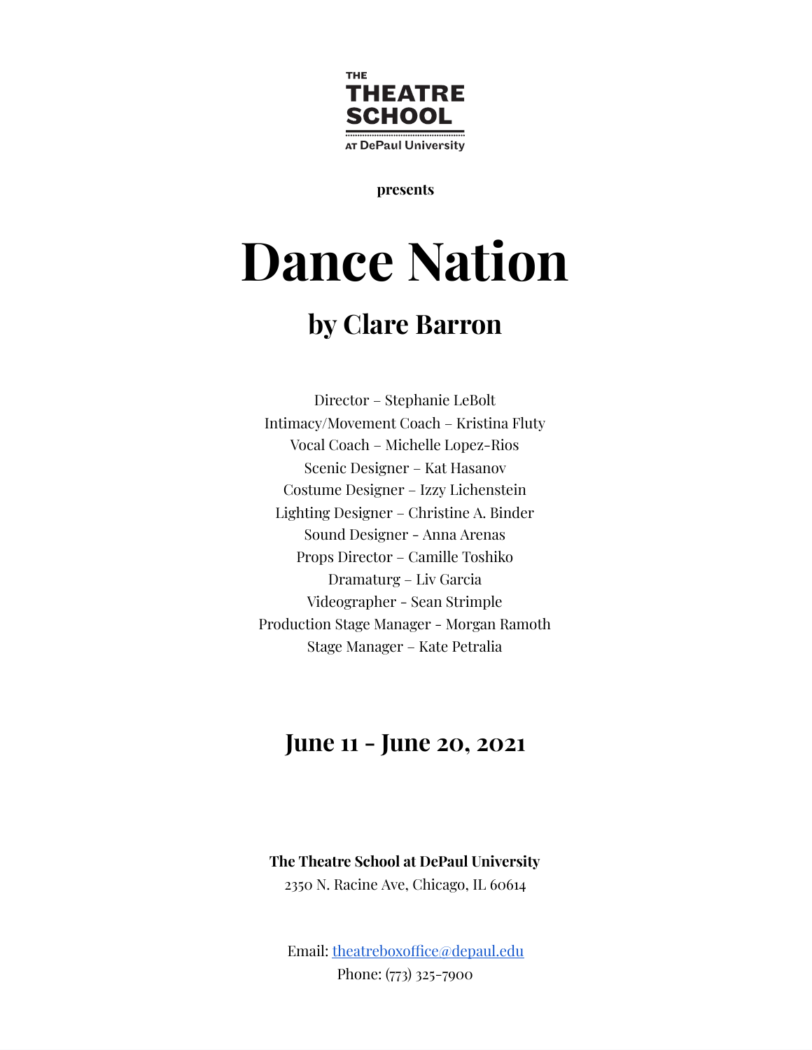THE THEATRE SCHOOL AT DePaul University

**presents**

# Dance Nation

## by Clare Barron

Director – Stephanie LeBolt
Intimacy/Movement Coach – Kristina Fluty
Vocal Coach – Michelle Lopez-Rios
Scenic Designer – Kat Hasanov
Costume Designer – Izzy Lichenstein
Lighting Designer – Christine A. Binder
Sound Designer - Anna Arenas
Props Director – Camille Toshiko
Dramaturg – Liv Garcia
Videographer - Sean Strimple
Production Stage Manager - Morgan Ramoth
Stage Manager – Kate Petralia

## June 11 - June 20, 2021

**The Theatre School at DePaul University**
2350 N. Racine Ave, Chicago, IL 60614

Email: theatreboxoffice@depaul.edu
Phone: (773) 325-7900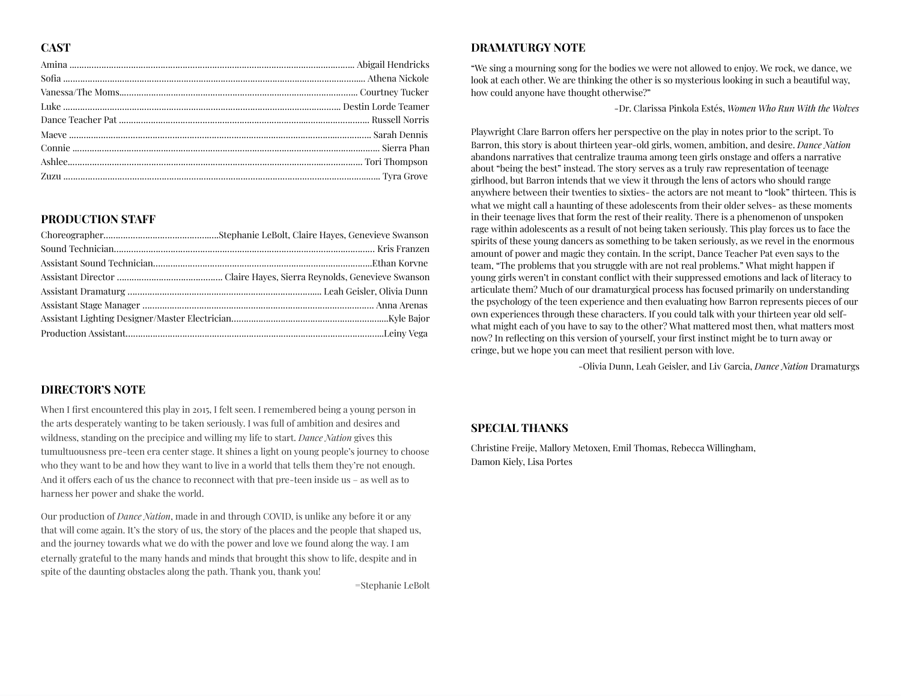## CAST

Amina ........................................................................................................................ Abigail Hendricks
Sofia ........................................................................................................................ Athena Nickole
Vanessa/The Moms........................................................................................................ Courtney Tucker
Luke ........................................................................................................................ Destin Lorde Teamer
Dance Teacher Pat ........................................................................................................ Russell Norris
Maeve ........................................................................................................................ Sarah Dennis
Connie ........................................................................................................................ Sierra Phan
Ashlee........................................................................................................................ Tori Thompson
Zuzu ........................................................................................................................ Tyra Grove

## PRODUCTION STAFF

Choreographer.............................................Stephanie LeBolt, Claire Hayes, Genevieve Swanson
Sound Technician........................................................................................................ Kris Franzen
Assistant Sound Technician........................................................................................Ethan Korvne
Assistant Director .......................................... Claire Hayes, Sierra Reynolds, Genevieve Swanson
Assistant Dramaturg ............................................................................. Leah Geisler, Olivia Dunn
Assistant Stage Manager ............................................................................................ Anna Arenas
Assistant Lighting Designer/Master Electrician...............................................................Kyle Bajor
Production Assistant........................................................................................................Leiny Vega

## DIRECTOR'S NOTE

When I first encountered this play in 2015, I felt seen. I remembered being a young person in the arts desperately wanting to be taken seriously. I was full of ambition and desires and wildness, standing on the precipice and willing my life to start. *Dance Nation* gives this tumultuousness pre-teen era center stage. It shines a light on young people's journey to choose who they want to be and how they want to live in a world that tells them they're not enough. And it offers each of us the chance to reconnect with that pre-teen inside us – as well as to harness her power and shake the world.

Our production of *Dance Nation*, made in and through COVID, is unlike any before it or any that will come again. It's the story of us, the story of the places and the people that shaped us, and the journey towards what we do with the power and love we found along the way. I am eternally grateful to the many hands and minds that brought this show to life, despite and in spite of the daunting obstacles along the path. Thank you, thank you!

=Stephanie LeBolt

## DRAMATURGY NOTE

"We sing a mourning song for the bodies we were not allowed to enjoy. We rock, we dance, we look at each other. We are thinking the other is so mysterious looking in such a beautiful way, how could anyone have thought otherwise?"

-Dr. Clarissa Pinkola Estés, *Women Who Run With the Wolves*

Playwright Clare Barron offers her perspective on the play in notes prior to the script. To Barron, this story is about thirteen year-old girls, women, ambition, and desire. *Dance Nation* abandons narratives that centralize trauma among teen girls onstage and offers a narrative about "being the best" instead. The story serves as a truly raw representation of teenage girlhood, but Barron intends that we view it through the lens of actors who should range anywhere between their twenties to sixties- the actors are not meant to "look" thirteen. This is what we might call a haunting of these adolescents from their older selves- as these moments in their teenage lives that form the rest of their reality. There is a phenomenon of unspoken rage within adolescents as a result of not being taken seriously. This play forces us to face the spirits of these young dancers as something to be taken seriously, as we revel in the enormous amount of power and magic they contain. In the script, Dance Teacher Pat even says to the team, "The problems that you struggle with are not real problems." What might happen if young girls weren't in constant conflict with their suppressed emotions and lack of literacy to articulate them? Much of our dramaturgical process has focused primarily on understanding the psychology of the teen experience and then evaluating how Barron represents pieces of our own experiences through these characters. If you could talk with your thirteen year old self- what might each of you have to say to the other? What mattered most then, what matters most now? In reflecting on this version of yourself, your first instinct might be to turn away or cringe, but we hope you can meet that resilient person with love.

-Olivia Dunn, Leah Geisler, and Liv Garcia, *Dance Nation* Dramaturgs

## SPECIAL THANKS

Christine Freije, Mallory Metoxen, Emil Thomas, Rebecca Willingham, Damon Kiely, Lisa Portes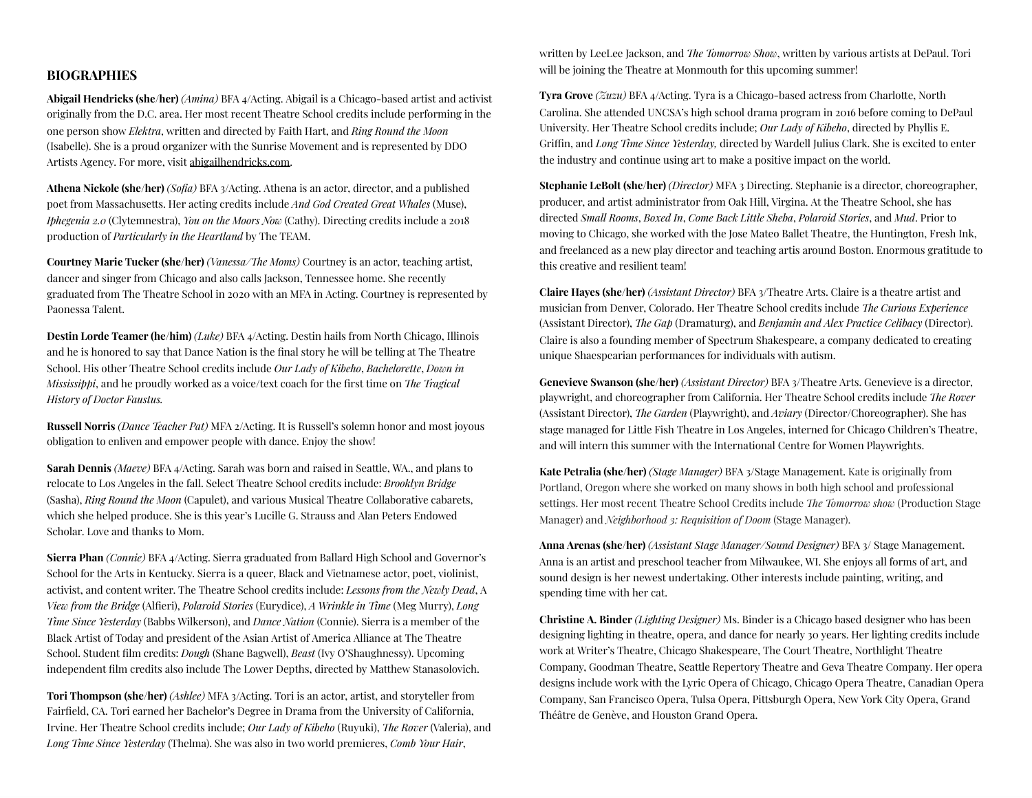## BIOGRAPHIES

**Abigail Hendricks (she/her)** *(Amina)* BFA 4/Acting. Abigail is a Chicago-based artist and activist originally from the D.C. area. Her most recent Theatre School credits include performing in the one person show *Elektra*, written and directed by Faith Hart, and *Ring Round the Moon* (Isabelle). She is a proud organizer with the Sunrise Movement and is represented by DDO Artists Agency. For more, visit abigailhendricks.com.

**Athena Nickole (she/her)** *(Sofia)* BFA 3/Acting. Athena is an actor, director, and a published poet from Massachusetts. Her acting credits include *And God Created Great Whales* (Muse), *Iphegenia 2.0* (Clytemnestra), *You on the Moors Now* (Cathy). Directing credits include a 2018 production of *Particularly in the Heartland* by The TEAM.

**Courtney Marie Tucker (she/her)** *(Vanessa/The Moms)* Courtney is an actor, teaching artist, dancer and singer from Chicago and also calls Jackson, Tennessee home. She recently graduated from The Theatre School in 2020 with an MFA in Acting. Courtney is represented by Paonessa Talent.

**Destin Lorde Teamer (he/him)** *(Luke)* BFA 4/Acting. Destin hails from North Chicago, Illinois and he is honored to say that Dance Nation is the final story he will be telling at The Theatre School. His other Theatre School credits include *Our Lady of Kibeho*, *Bachelorette*, *Down in Mississippi*, and he proudly worked as a voice/text coach for the first time on *The Tragical History of Doctor Faustus.*

**Russell Norris** *(Dance Teacher Pat)* MFA 2/Acting. It is Russell's solemn honor and most joyous obligation to enliven and empower people with dance. Enjoy the show!

**Sarah Dennis** *(Maeve)* BFA 4/Acting. Sarah was born and raised in Seattle, WA., and plans to relocate to Los Angeles in the fall. Select Theatre School credits include: *Brooklyn Bridge* (Sasha), *Ring Round the Moon* (Capulet), and various Musical Theatre Collaborative cabarets, which she helped produce. She is this year's Lucille G. Strauss and Alan Peters Endowed Scholar. Love and thanks to Mom.

**Sierra Phan** *(Connie)* BFA 4/Acting. Sierra graduated from Ballard High School and Governor's School for the Arts in Kentucky. Sierra is a queer, Black and Vietnamese actor, poet, violinist, activist, and content writer. The Theatre School credits include: *Lessons from the Newly Dead*, *A View from the Bridge* (Alfieri), *Polaroid Stories* (Eurydice), *A Wrinkle in Time* (Meg Murry), *Long Time Since Yesterday* (Babbs Wilkerson), and *Dance Nation* (Connie). Sierra is a member of the Black Artist of Today and president of the Asian Artist of America Alliance at The Theatre School. Student film credits: *Dough* (Shane Bagwell), *Beast* (Ivy O'Shaughnessy). Upcoming independent film credits also include The Lower Depths, directed by Matthew Stanasolovich.

**Tori Thompson (she/her)** *(Ashlee)* MFA 3/Acting. Tori is an actor, artist, and storyteller from Fairfield, CA. Tori earned her Bachelor's Degree in Drama from the University of California, Irvine. Her Theatre School credits include; *Our Lady of Kibeho* (Ruyuki), *The Rover* (Valeria), and *Long Time Since Yesterday* (Thelma). She was also in two world premieres, *Comb Your Hair*, written by LeeLee Jackson, and *The Tomorrow Show*, written by various artists at DePaul. Tori will be joining the Theatre at Monmouth for this upcoming summer!

**Tyra Grove** *(Zuzu)* BFA 4/Acting. Tyra is a Chicago-based actress from Charlotte, North Carolina. She attended UNCSA's high school drama program in 2016 before coming to DePaul University. Her Theatre School credits include; *Our Lady of Kibeho*, directed by Phyllis E. Griffin, and *Long Time Since Yesterday,* directed by Wardell Julius Clark. She is excited to enter the industry and continue using art to make a positive impact on the world.

**Stephanie LeBolt (she/her)** *(Director)* MFA 3 Directing. Stephanie is a director, choreographer, producer, and artist administrator from Oak Hill, Virgina. At the Theatre School, she has directed *Small Rooms*, *Boxed In*, *Come Back Little Sheba*, *Polaroid Stories*, and *Mud*. Prior to moving to Chicago, she worked with the Jose Mateo Ballet Theatre, the Huntington, Fresh Ink, and freelanced as a new play director and teaching artis around Boston. Enormous gratitude to this creative and resilient team!

**Claire Hayes (she/her)** *(Assistant Director)* BFA 3/Theatre Arts. Claire is a theatre artist and musician from Denver, Colorado. Her Theatre School credits include *The Curious Experience* (Assistant Director), *The Gap* (Dramaturg), and *Benjamin and Alex Practice Celibacy* (Director). Claire is also a founding member of Spectrum Shakespeare, a company dedicated to creating unique Shaespearian performances for individuals with autism.

**Genevieve Swanson (she/her)** *(Assistant Director)* BFA 3/Theatre Arts. Genevieve is a director, playwright, and choreographer from California. Her Theatre School credits include *The Rover* (Assistant Director), *The Garden* (Playwright), and *Aviary* (Director/Choreographer). She has stage managed for Little Fish Theatre in Los Angeles, interned for Chicago Children's Theatre, and will intern this summer with the International Centre for Women Playwrights.

**Kate Petralia (she/her)** *(Stage Manager)* BFA 3/Stage Management. Kate is originally from Portland, Oregon where she worked on many shows in both high school and professional settings. Her most recent Theatre School Credits include *The Tomorrow show* (Production Stage Manager) and *Neighborhood 3: Requisition of Doom* (Stage Manager).

**Anna Arenas (she/her)** *(Assistant Stage Manager/Sound Designer)* BFA 3/ Stage Management. Anna is an artist and preschool teacher from Milwaukee, WI. She enjoys all forms of art, and sound design is her newest undertaking. Other interests include painting, writing, and spending time with her cat.

**Christine A. Binder** *(Lighting Designer)* Ms. Binder is a Chicago based designer who has been designing lighting in theatre, opera, and dance for nearly 30 years. Her lighting credits include work at Writer's Theatre, Chicago Shakespeare, The Court Theatre, Northlight Theatre Company, Goodman Theatre, Seattle Repertory Theatre and Geva Theatre Company. Her opera designs include work with the Lyric Opera of Chicago, Chicago Opera Theatre, Canadian Opera Company, San Francisco Opera, Tulsa Opera, Pittsburgh Opera, New York City Opera, Grand Théâtre de Genève, and Houston Grand Opera.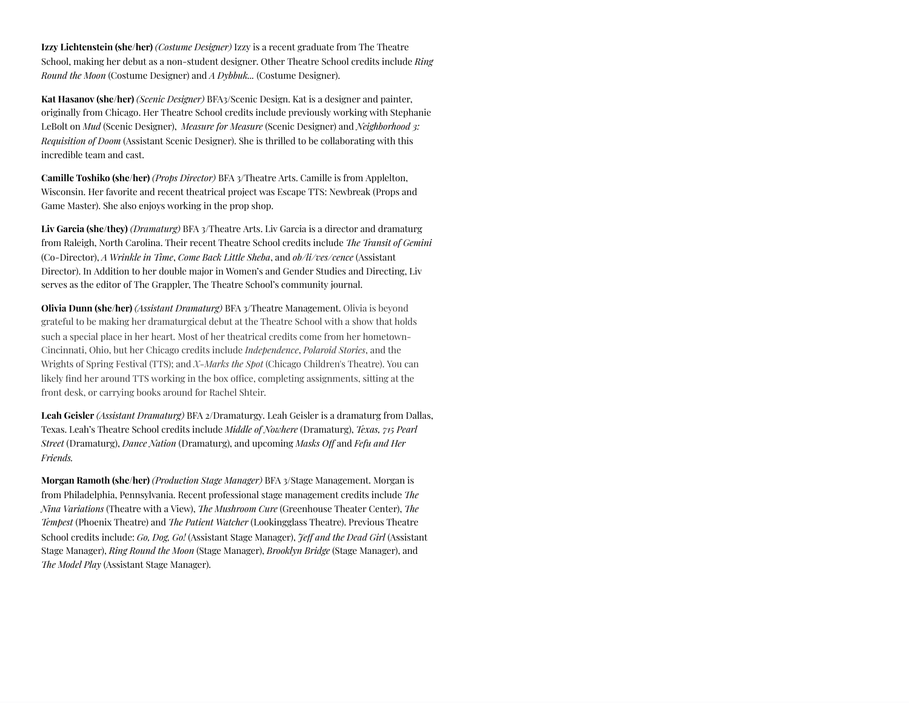**Izzy Lichtenstein (she/her)** *(Costume Designer)* Izzy is a recent graduate from The Theatre School, making her debut as a non-student designer. Other Theatre School credits include *Ring Round the Moon* (Costume Designer) and *A Dybbuk...* (Costume Designer).

**Kat Hasanov (she/her)** *(Scenic Designer)* BFA3/Scenic Design. Kat is a designer and painter, originally from Chicago. Her Theatre School credits include previously working with Stephanie LeBolt on *Mud* (Scenic Designer), *Measure for Measure* (Scenic Designer) and *Neighborhood 3: Requisition of Doom* (Assistant Scenic Designer). She is thrilled to be collaborating with this incredible team and cast.

**Camille Toshiko (she/her)** *(Props Director)* BFA 3/Theatre Arts. Camille is from Applelton, Wisconsin. Her favorite and recent theatrical project was Escape TTS: Newbreak (Props and Game Master). She also enjoys working in the prop shop.

**Liv Garcia (she/they)** *(Dramaturg)* BFA 3/Theatre Arts. Liv Garcia is a director and dramaturg from Raleigh, North Carolina. Their recent Theatre School credits include *The Transit of Gemini* (Co-Director), *A Wrinkle in Time*, *Come Back Little Sheba*, and *ob/li/ves/cence* (Assistant Director). In Addition to her double major in Women's and Gender Studies and Directing, Liv serves as the editor of The Grappler, The Theatre School's community journal.

**Olivia Dunn (she/her)** *(Assistant Dramaturg)* BFA 3/Theatre Management. Olivia is beyond grateful to be making her dramaturgical debut at the Theatre School with a show that holds such a special place in her heart. Most of her theatrical credits come from her hometown-Cincinnati, Ohio, but her Chicago credits include *Independence*, *Polaroid Stories*, and the Wrights of Spring Festival (TTS); and *X-Marks the Spot* (Chicago Children's Theatre). You can likely find her around TTS working in the box office, completing assignments, sitting at the front desk, or carrying books around for Rachel Shteir.

**Leah Geisler** *(Assistant Dramaturg)* BFA 2/Dramaturgy. Leah Geisler is a dramaturg from Dallas, Texas. Leah's Theatre School credits include *Middle of Nowhere* (Dramaturg), *Texas, 715 Pearl Street* (Dramaturg), *Dance Nation* (Dramaturg), and upcoming *Masks Off* and *Fefu and Her Friends.*

**Morgan Ramoth (she/her)** *(Production Stage Manager)* BFA 3/Stage Management. Morgan is from Philadelphia, Pennsylvania. Recent professional stage management credits include *The Nina Variations* (Theatre with a View), *The Mushroom Cure* (Greenhouse Theater Center), *The Tempest* (Phoenix Theatre) and *The Patient Watcher* (Lookingglass Theatre). Previous Theatre School credits include: *Go, Dog, Go!* (Assistant Stage Manager), *Jeff and the Dead Girl* (Assistant Stage Manager), *Ring Round the Moon* (Stage Manager), *Brooklyn Bridge* (Stage Manager), and *The Model Play* (Assistant Stage Manager).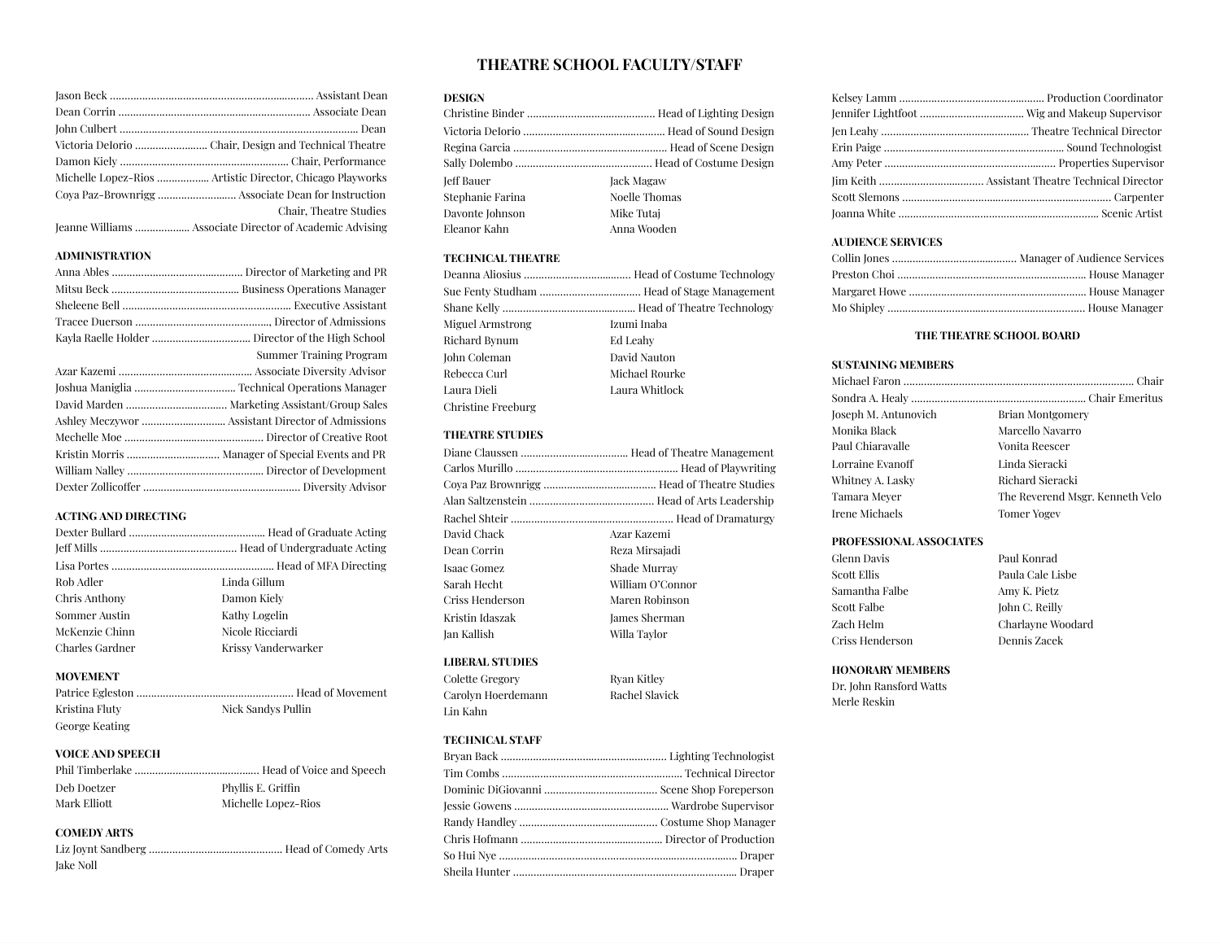# THEATRE SCHOOL FACULTY/STAFF

Jason Beck .......... Assistant Dean
Dean Corrin .......... Associate Dean
John Culbert .......... Dean
Victoria DeIorio .......... Chair, Design and Technical Theatre
Damon Kiely .......... Chair, Performance
Michelle Lopez-Rios .......... Artistic Director, Chicago Playworks
Coya Paz-Brownrigg .......... Associate Dean for Instruction
Chair, Theatre Studies
Jeanne Williams .......... Associate Director of Academic Advising

### ADMINISTRATION

Anna Ables .......... Director of Marketing and PR
Mitsu Beck .......... Business Operations Manager
Sheleene Bell .......... Executive Assistant
Tracee Duerson .......... Director of Admissions
Kayla Raelle Holder .......... Director of the High School Summer Training Program
Azar Kazemi .......... Associate Diversity Advisor
Joshua Maniglia .......... Technical Operations Manager
David Marden .......... Marketing Assistant/Group Sales
Ashley Meczywor .......... Assistant Director of Admissions
Mechelle Moe .......... Director of Creative Root
Kristin Morris .......... Manager of Special Events and PR
William Nalley .......... Director of Development
Dexter Zollicoffer .......... Diversity Advisor

### ACTING AND DIRECTING

Dexter Bullard .......... Head of Graduate Acting
Jeff Mills .......... Head of Undergraduate Acting
Lisa Portes .......... Head of MFA Directing

Rob Adler
Chris Anthony
Sommer Austin
McKenzie Chinn
Charles Gardner
Linda Gillum
Damon Kiely
Kathy Logelin
Nicole Ricciardi
Krissy Vanderwarker

### MOVEMENT

Patrice Egleston .......... Head of Movement

Kristina Fluty
George Keating
Nick Sandys Pullin

### VOICE AND SPEECH

Phil Timberlake .......... Head of Voice and Speech

Deb Doetzer
Mark Elliott
Phyllis E. Griffin
Michelle Lopez-Rios

### COMEDY ARTS

Liz Joynt Sandberg .......... Head of Comedy Arts

Jake Noll

### DESIGN

Christine Binder .......... Head of Lighting Design
Victoria DeIorio .......... Head of Sound Design
Regina Garcia .......... Head of Scene Design
Sally Dolembo .......... Head of Costume Design

Jeff Bauer
Stephanie Farina
Davonte Johnson
Eleanor Kahn
Jack Magaw
Noelle Thomas
Mike Tutaj
Anna Wooden

### TECHNICAL THEATRE

Deanna Aliosius .......... Head of Costume Technology
Sue Fenty Studham .......... Head of Stage Management
Shane Kelly .......... Head of Theatre Technology

Miguel Armstrong
Richard Bynum
John Coleman
Rebecca Curl
Laura Dieli
Christine Freeburg
Izumi Inaba
Ed Leahy
David Nauton
Michael Rourke
Laura Whitlock

### THEATRE STUDIES

Diane Claussen .......... Head of Theatre Management
Carlos Murillo .......... Head of Playwriting
Coya Paz Brownrigg .......... Head of Theatre Studies
Alan Saltzenstein .......... Head of Arts Leadership
Rachel Shteir .......... Head of Dramaturgy

David Chack
Dean Corrin
Isaac Gomez
Sarah Hecht
Criss Henderson
Kristin Idaszak
Jan Kallish
Azar Kazemi
Reza Mirsajadi
Shade Murray
William O'Connor
Maren Robinson
James Sherman
Willa Taylor

### LIBERAL STUDIES

Colette Gregory
Carolyn Hoerdemann
Lin Kahn
Ryan Kitley
Rachel Slavick

### TECHNICAL STAFF

Bryan Back .......... Lighting Technologist
Tim Combs .......... Technical Director
Dominic DiGiovanni .......... Scene Shop Foreperson
Jessie Gowens .......... Wardrobe Supervisor
Randy Handley .......... Costume Shop Manager
Chris Hofmann .......... Director of Production
So Hui Nye .......... Draper
Sheila Hunter .......... Draper
Kelsey Lamm .......... Production Coordinator
Jennifer Lightfoot .......... Wig and Makeup Supervisor
Jen Leahy .......... Theatre Technical Director
Erin Paige .......... Sound Technologist
Amy Peter .......... Properties Supervisor
Jim Keith .......... Assistant Theatre Technical Director
Scott Slemons .......... Carpenter
Joanna White .......... Scenic Artist

### AUDIENCE SERVICES

Collin Jones .......... Manager of Audience Services
Preston Choi .......... House Manager
Margaret Howe .......... House Manager
Mo Shipley .......... House Manager

## THE THEATRE SCHOOL BOARD

### SUSTAINING MEMBERS

Michael Faron .......... Chair
Sondra A. Healy .......... Chair Emeritus

Joseph M. Antunovich
Monika Black
Paul Chiaravalle
Lorraine Evanoff
Whitney A. Lasky
Tamara Meyer
Irene Michaels
Brian Montgomery
Marcello Navarro
Vonita Reescer
Linda Sieracki
Richard Sieracki
The Reverend Msgr. Kenneth Velo
Tomer Yogev

### PROFESSIONAL ASSOCIATES

Glenn Davis
Scott Ellis
Samantha Falbe
Scott Falbe
Zach Helm
Criss Henderson
Paul Konrad
Paula Cale Lisbe
Amy K. Pietz
John C. Reilly
Charlayne Woodard
Dennis Zacek

### HONORARY MEMBERS

Dr. John Ransford Watts
Merle Reskin